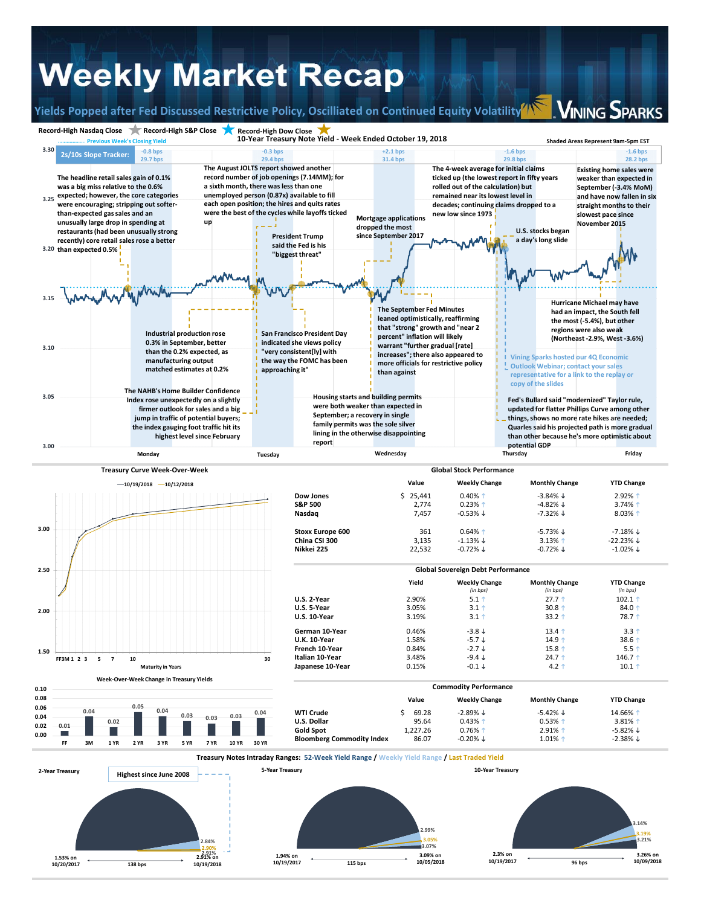# Weekly Market Recap

## Yields Popped after Fed Discussed Restrictive Policy, Oscilliated on Continued Equity Volatility

VINING SPARKS

Record-High Nasdaq Close | Record-High S&P Close | Record-High Dow Close

Previous Week's Closing Yield

### 10-Year Treasury Note Yield - Week Ended October 19, 2018

Shaded Areas Represent 9am-5pm EST

2s/10s Slope Tracker:

| Monday | Tuesday | Wednesday | Thursday | Friday |
|---|---|---|---|---|
| -0.8 bps | -0.3 bps | +2.1 bps | -1.6 bps | -1.6 bps |
| 29.7 bps | 29.4 bps | 31.4 bps | 29.8 bps | 28.2 bps |

The headline retail sales gain of 0.1% was a big miss relative to the 0.6% expected; however, the core categories were encouraging; stripping out softer-than-expected gas sales and an unusually large drop in spending at restaurants (had been unusually strong recently) core retail sales rose a better than expected 0.5%

Industrial production rose 0.3% in September, better than the 0.2% expected, as manufacturing output matched estimates at 0.2%

The NAHB's Home Builder Confidence Index rose unexpectedly on a slightly firmer outlook for sales and a big jump in traffic of potential buyers; the index gauging foot traffic hit its highest level since February

The August JOLTS report showed another record month of job openings (7.14MM); for a sixth month, there was less than one unemployed person (0.87x) available to fill each open position; the hires and quits rates were the best of the cycles while layoffs ticked up

President Trump said the Fed is his "biggest threat"

San Francisco President Day indicated she views policy "very consistent[ly] with the way the FOMC has been approaching it"

Mortgage applications dropped the most since September 2017

The September Fed Minutes leaned optimistically, reaffirming that "strong" growth and "near 2 percent" inflation will likely warrant "further gradual [rate] increases"; there also appeared to more officials for restrictive policy than against

Housing starts and building permits were both weaker than expected in September; a recovery in single family permits was the sole silver lining in the otherwise disappointing report

The 4-week average for initial claims ticked up (the lowest report in fifty years rolled out of the calculation) but remained near its lowest level in decades; continuing claims dropped to a new low since 1973

U.S. stocks began a day's long slide

Vining Sparks hosted our 4Q Economic Outlook Webinar; contact your sales representative for a link to the replay or copy of the slides

Fed's Bullard said "modernized" Taylor rule, updated for flatter Phillips Curve among other things, shows no more rate hikes are needed; Quarles said his projected path is more gradual than other because he's more optimistic about potential GDP

Existing home sales were weaker than expected in September (-3.4% MoM) and have now fallen in six straight months to their slowest pace since November 2015

Hurricane Michael may have had an impact, the South fell the most (-5.4%), but other regions were also weak (Northeast -2.9%, West -3.6%)

### Treasury Curve Week-Over-Week

—10/19/2018 —10/12/2018

Maturity in Years

### Week-Over-Week Change in Treasury Yields

| FF | 3M | 1 YR | 2 YR | 3 YR | 5 YR | 7 YR | 10 YR | 30 YR |
|---|---|---|---|---|---|---|---|---|
| 0.01 | 0.04 | 0.02 | 0.05 | 0.04 | 0.03 | 0.03 | 0.03 | 0.04 |

### Global Stock Performance

| | Value | Weekly Change | Monthly Change | YTD Change |
|---|---|---|---|---|
| Dow Jones | $ 25,441 | 0.40% ↑ | -3.84% ↓ | 2.92% ↑ |
| S&P 500 | 2,774 | 0.23% ↑ | -4.82% ↓ | 3.74% ↑ |
| Nasdaq | 7,457 | -0.53% ↓ | -7.32% ↓ | 8.03% ↑ |
| Stoxx Europe 600 | 361 | 0.64% ↑ | -5.73% ↓ | -7.18% ↓ |
| China CSI 300 | 3,135 | -1.13% ↓ | 3.13% ↑ | -22.23% ↓ |
| Nikkei 225 | 22,532 | -0.72% ↓ | -0.72% ↓ | -1.02% ↓ |

### Global Sovereign Debt Performance

| | Yield | Weekly Change (in bps) | Monthly Change (in bps) | YTD Change (in bps) |
|---|---|---|---|---|
| U.S. 2-Year | 2.90% | 5.1 ↑ | 27.7 ↑ | 102.1 ↑ |
| U.S. 5-Year | 3.05% | 3.1 ↑ | 30.8 ↑ | 84.0 ↑ |
| U.S. 10-Year | 3.19% | 3.1 ↑ | 33.2 ↑ | 78.7 ↑ |
| German 10-Year | 0.46% | -3.8 ↓ | 13.4 ↑ | 3.3 ↑ |
| U.K. 10-Year | 1.58% | -5.7 ↓ | 14.9 ↑ | 38.6 ↑ |
| French 10-Year | 0.84% | -2.7 ↓ | 15.8 ↑ | 5.5 ↑ |
| Italian 10-Year | 3.48% | -9.4 ↓ | 24.7 ↑ | 146.7 ↑ |
| Japanese 10-Year | 0.15% | -0.1 ↓ | 4.2 ↑ | 10.1 ↑ |

### Commodity Performance

| | Value | Weekly Change | Monthly Change | YTD Change |
|---|---|---|---|---|
| WTI Crude | $ 69.28 | -2.89% ↓ | -5.42% ↓ | 14.66% ↑ |
| U.S. Dollar | 95.64 | 0.43% ↑ | 0.53% ↑ | 3.81% ↑ |
| Gold Spot | 1,227.26 | 0.76% ↑ | 2.91% ↑ | -5.82% ↓ |
| Bloomberg Commodity Index | 86.07 | -0.20% ↓ | 1.01% ↑ | -2.38% ↓ |

### Treasury Notes Intraday Ranges: 52-Week Yield Range / Weekly Yield Range / Last Traded Yield

**2-Year Treasury** — Highest since June 2008
- 1.53% on 10/20/2017 — 138 bps — 2.91% on 10/19/2018
- Weekly range: 2.84% – 2.91%; Last: 2.90%

**5-Year Treasury**
- 1.94% on 10/19/2017 — 115 bps — 3.09% on 10/05/2018
- Weekly range: 2.99% – 3.07%; Last: 3.05%

**10-Year Treasury**
- 2.3% on 10/19/2017 — 96 bps — 3.26% on 10/09/2018
- Weekly range: 3.14% – 3.21%; Last: 3.19%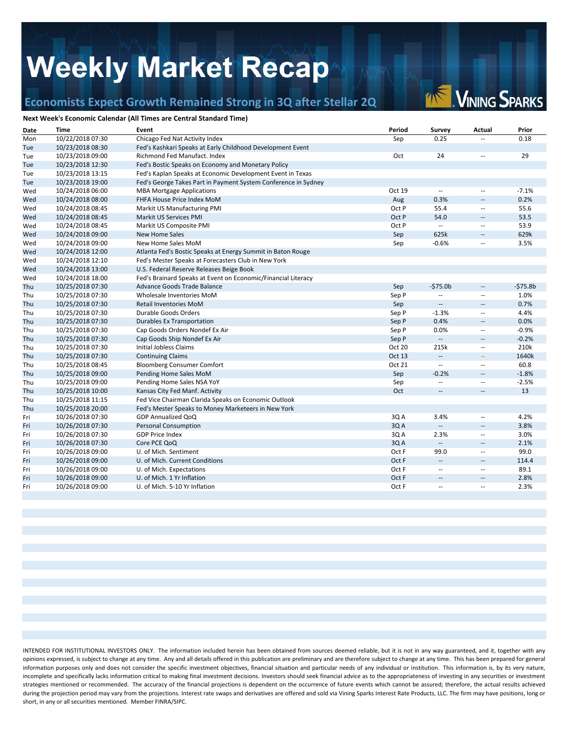# Weekly Market Recap

## Economists Expect Growth Remained Strong in 3Q after Stellar 2Q

VINING SPARKS

**Next Week's Economic Calendar (All Times are Central Standard Time)**

| Date | Time | Event | Period | Survey | Actual | Prior |
|---|---|---|---|---|---|---|
| Mon | 10/22/2018 07:30 | Chicago Fed Nat Activity Index | Sep | 0.25 | -- | 0.18 |
| Tue | 10/23/2018 08:30 | Fed's Kashkari Speaks at Early Childhood Development Event | | | | |
| Tue | 10/23/2018 09:00 | Richmond Fed Manufact. Index | Oct | 24 | -- | 29 |
| Tue | 10/23/2018 12:30 | Fed's Bostic Speaks on Economy and Monetary Policy | | | | |
| Tue | 10/23/2018 13:15 | Fed's Kaplan Speaks at Economic Development Event in Texas | | | | |
| Tue | 10/23/2018 19:00 | Fed's George Takes Part in Payment System Conference in Sydney | | | | |
| Wed | 10/24/2018 06:00 | MBA Mortgage Applications | Oct 19 | -- | -- | -7.1% |
| Wed | 10/24/2018 08:00 | FHFA House Price Index MoM | Aug | 0.3% | -- | 0.2% |
| Wed | 10/24/2018 08:45 | Markit US Manufacturing PMI | Oct P | 55.4 | -- | 55.6 |
| Wed | 10/24/2018 08:45 | Markit US Services PMI | Oct P | 54.0 | -- | 53.5 |
| Wed | 10/24/2018 08:45 | Markit US Composite PMI | Oct P | -- | -- | 53.9 |
| Wed | 10/24/2018 09:00 | New Home Sales | Sep | 625k | -- | 629k |
| Wed | 10/24/2018 09:00 | New Home Sales MoM | Sep | -0.6% | -- | 3.5% |
| Wed | 10/24/2018 12:00 | Atlanta Fed's Bostic Speaks at Energy Summit in Baton Rouge | | | | |
| Wed | 10/24/2018 12:10 | Fed's Mester Speaks at Forecasters Club in New York | | | | |
| Wed | 10/24/2018 13:00 | U.S. Federal Reserve Releases Beige Book | | | | |
| Wed | 10/24/2018 18:00 | Fed's Brainard Speaks at Event on Economic/Financial Literacy | | | | |
| Thu | 10/25/2018 07:30 | Advance Goods Trade Balance | Sep | -$75.0b | -- | -$75.8b |
| Thu | 10/25/2018 07:30 | Wholesale Inventories MoM | Sep P | -- | -- | 1.0% |
| Thu | 10/25/2018 07:30 | Retail Inventories MoM | Sep | -- | -- | 0.7% |
| Thu | 10/25/2018 07:30 | Durable Goods Orders | Sep P | -1.3% | -- | 4.4% |
| Thu | 10/25/2018 07:30 | Durables Ex Transportation | Sep P | 0.4% | -- | 0.0% |
| Thu | 10/25/2018 07:30 | Cap Goods Orders Nondef Ex Air | Sep P | 0.0% | -- | -0.9% |
| Thu | 10/25/2018 07:30 | Cap Goods Ship Nondef Ex Air | Sep P | -- | -- | -0.2% |
| Thu | 10/25/2018 07:30 | Initial Jobless Claims | Oct 20 | 215k | -- | 210k |
| Thu | 10/25/2018 07:30 | Continuing Claims | Oct 13 | -- | -- | 1640k |
| Thu | 10/25/2018 08:45 | Bloomberg Consumer Comfort | Oct 21 | -- | -- | 60.8 |
| Thu | 10/25/2018 09:00 | Pending Home Sales MoM | Sep | -0.2% | -- | -1.8% |
| Thu | 10/25/2018 09:00 | Pending Home Sales NSA YoY | Sep | -- | -- | -2.5% |
| Thu | 10/25/2018 10:00 | Kansas City Fed Manf. Activity | Oct | -- | -- | 13 |
| Thu | 10/25/2018 11:15 | Fed Vice Chairman Clarida Speaks on Economic Outlook | | | | |
| Thu | 10/25/2018 20:00 | Fed's Mester Speaks to Money Marketeers in New York | | | | |
| Fri | 10/26/2018 07:30 | GDP Annualized QoQ | 3Q A | 3.4% | -- | 4.2% |
| Fri | 10/26/2018 07:30 | Personal Consumption | 3Q A | -- | -- | 3.8% |
| Fri | 10/26/2018 07:30 | GDP Price Index | 3Q A | 2.3% | -- | 3.0% |
| Fri | 10/26/2018 07:30 | Core PCE QoQ | 3Q A | -- | -- | 2.1% |
| Fri | 10/26/2018 09:00 | U. of Mich. Sentiment | Oct F | 99.0 | -- | 99.0 |
| Fri | 10/26/2018 09:00 | U. of Mich. Current Conditions | Oct F | -- | -- | 114.4 |
| Fri | 10/26/2018 09:00 | U. of Mich. Expectations | Oct F | -- | -- | 89.1 |
| Fri | 10/26/2018 09:00 | U. of Mich. 1 Yr Inflation | Oct F | -- | -- | 2.8% |
| Fri | 10/26/2018 09:00 | U. of Mich. 5-10 Yr Inflation | Oct F | -- | -- | 2.3% |

INTENDED FOR INSTITUTIONAL INVESTORS ONLY. The information included herein has been obtained from sources deemed reliable, but it is not in any way guaranteed, and it, together with any opinions expressed, is subject to change at any time. Any and all details offered in this publication are preliminary and are therefore subject to change at any time. This has been prepared for general information purposes only and does not consider the specific investment objectives, financial situation and particular needs of any individual or institution. This information is, by its very nature, incomplete and specifically lacks information critical to making final investment decisions. Investors should seek financial advice as to the appropriateness of investing in any securities or investment strategies mentioned or recommended. The accuracy of the financial projections is dependent on the occurrence of future events which cannot be assured; therefore, the actual results achieved during the projection period may vary from the projections. Interest rate swaps and derivatives are offered and sold via Vining Sparks Interest Rate Products, LLC. The firm may have positions, long or short, in any or all securities mentioned. Member FINRA/SIPC.